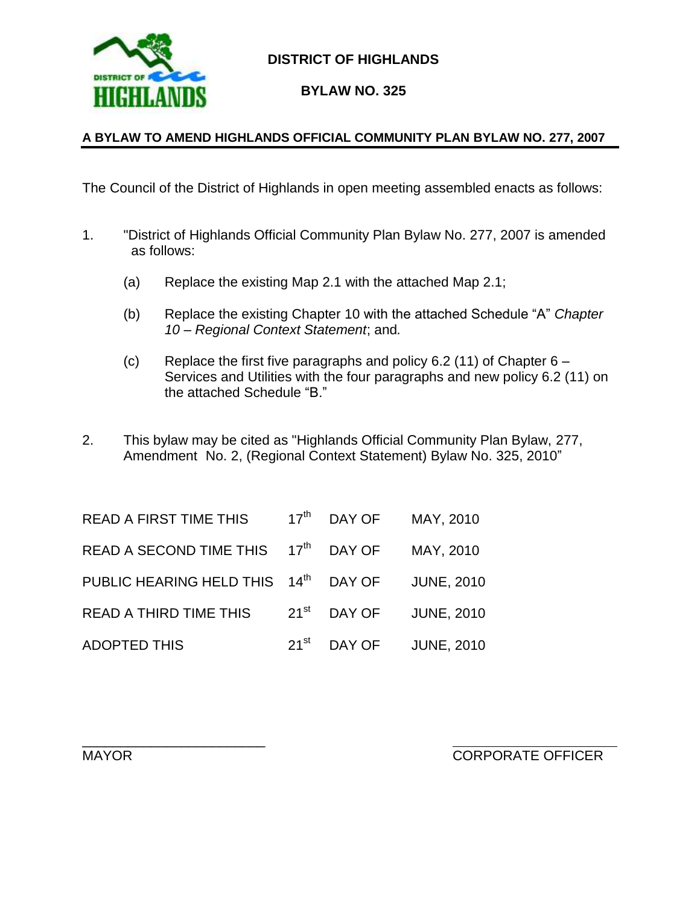# DISTRICT OF HIGHLANDS

## BYLAW NO. 325

**A BYLAW TO AMEND HIGHLANDS OFFICIAL COMMUNITY PLAN BYLAW NO. 277, 2007**

The Council of the District of Highlands in open meeting assembled enacts as follows:

1. "District of Highlands Official Community Plan Bylaw No. 277, 2007 is amended as follows:

   (a) Replace the existing Map 2.1 with the attached Map 2.1;

   (b) Replace the existing Chapter 10 with the attached Schedule "A" *Chapter 10 – Regional Context Statement*; and*.*

   (c) Replace the first five paragraphs and policy 6.2 (11) of Chapter 6 – Services and Utilities with the four paragraphs and new policy 6.2 (11) on the attached Schedule "B."

2. This bylaw may be cited as "Highlands Official Community Plan Bylaw, 277, Amendment No. 2, (Regional Context Statement) Bylaw No. 325, 2010"

| | | | |
|---|---|---|---|
| READ A FIRST TIME THIS | 17th | DAY OF | MAY, 2010 |
| READ A SECOND TIME THIS | 17th | DAY OF | MAY, 2010 |
| PUBLIC HEARING HELD THIS | 14th | DAY OF | JUNE, 2010 |
| READ A THIRD TIME THIS | 21st | DAY OF | JUNE, 2010 |
| ADOPTED THIS | 21st | DAY OF | JUNE, 2010 |

_______________________
MAYOR

_______________________
CORPORATE OFFICER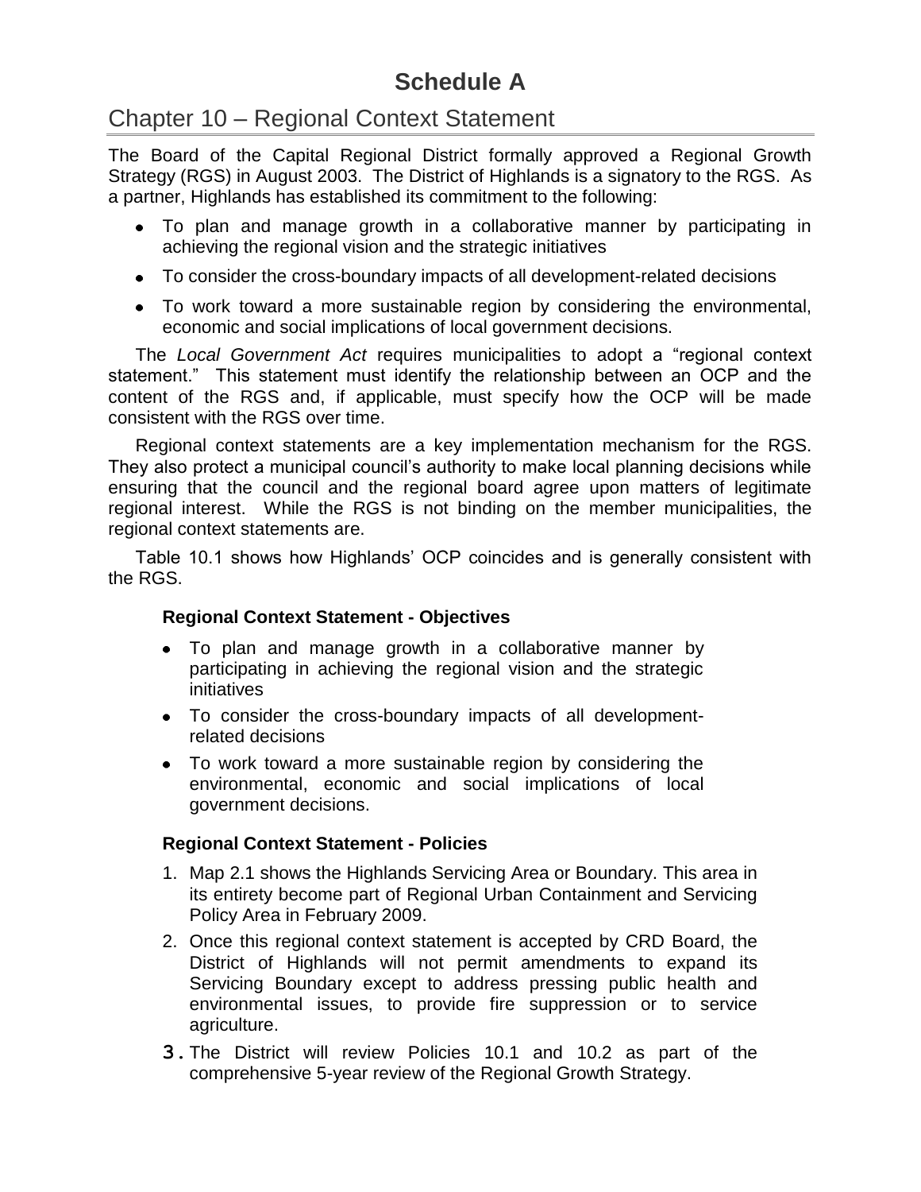# Schedule A

## Chapter 10 – Regional Context Statement

The Board of the Capital Regional District formally approved a Regional Growth Strategy (RGS) in August 2003. The District of Highlands is a signatory to the RGS. As a partner, Highlands has established its commitment to the following:

- To plan and manage growth in a collaborative manner by participating in achieving the regional vision and the strategic initiatives
- To consider the cross-boundary impacts of all development-related decisions
- To work toward a more sustainable region by considering the environmental, economic and social implications of local government decisions.

The *Local Government Act* requires municipalities to adopt a "regional context statement." This statement must identify the relationship between an OCP and the content of the RGS and, if applicable, must specify how the OCP will be made consistent with the RGS over time.

Regional context statements are a key implementation mechanism for the RGS. They also protect a municipal council's authority to make local planning decisions while ensuring that the council and the regional board agree upon matters of legitimate regional interest. While the RGS is not binding on the member municipalities, the regional context statements are.

Table 10.1 shows how Highlands' OCP coincides and is generally consistent with the RGS.

### Regional Context Statement - Objectives

- To plan and manage growth in a collaborative manner by participating in achieving the regional vision and the strategic initiatives
- To consider the cross-boundary impacts of all development-related decisions
- To work toward a more sustainable region by considering the environmental, economic and social implications of local government decisions.

### Regional Context Statement - Policies

1. Map 2.1 shows the Highlands Servicing Area or Boundary. This area in its entirety become part of Regional Urban Containment and Servicing Policy Area in February 2009.
2. Once this regional context statement is accepted by CRD Board, the District of Highlands will not permit amendments to expand its Servicing Boundary except to address pressing public health and environmental issues, to provide fire suppression or to service agriculture.
3. The District will review Policies 10.1 and 10.2 as part of the comprehensive 5-year review of the Regional Growth Strategy.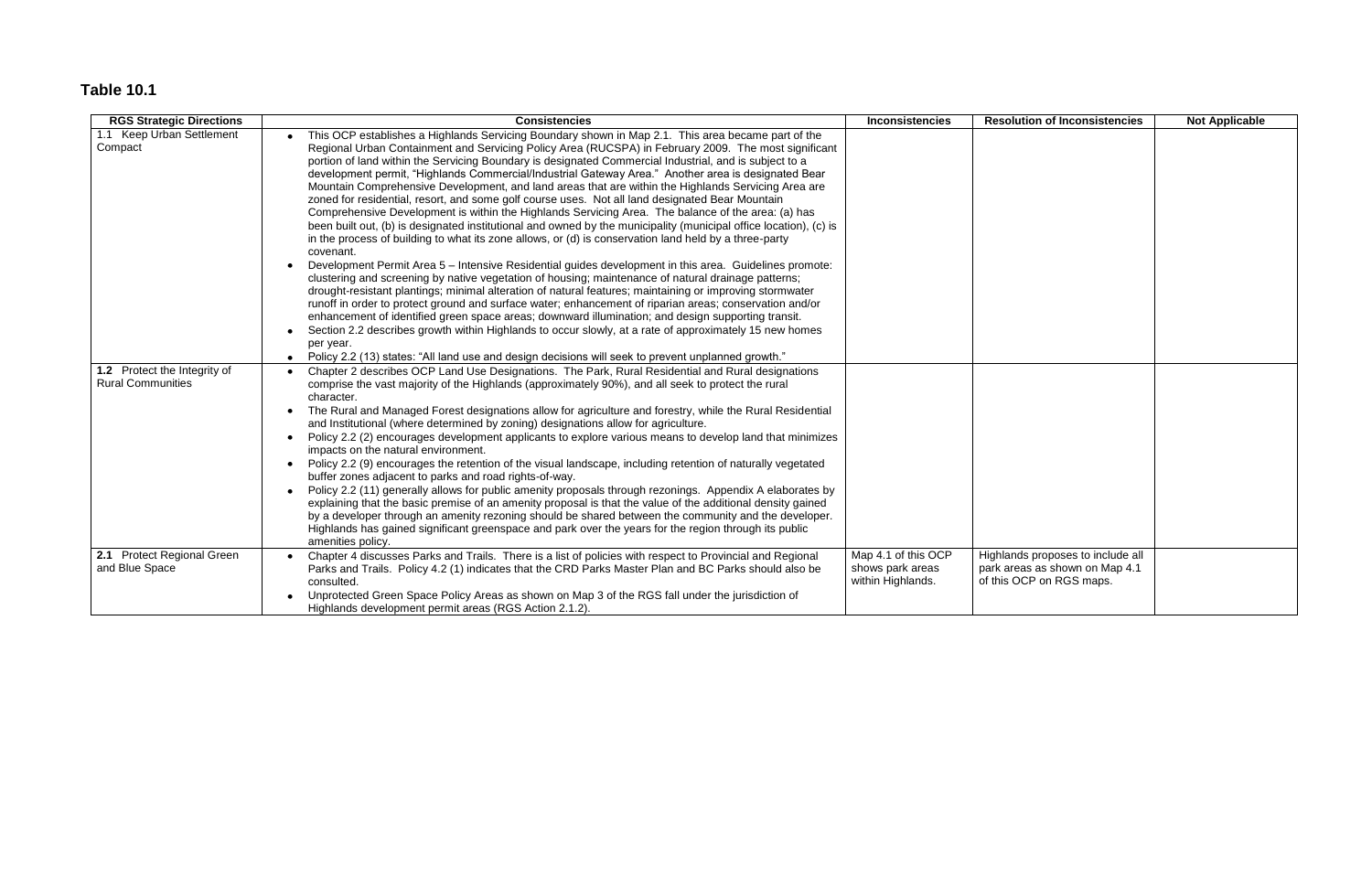## Table 10.1

| RGS Strategic Directions | Consistencies | Inconsistencies | Resolution of Inconsistencies | Not Applicable |
|---|---|---|---|---|
| 1.1 Keep Urban Settlement Compact | • This OCP establishes a Highlands Servicing Boundary shown in Map 2.1. This area became part of the Regional Urban Containment and Servicing Policy Area (RUCSPA) in February 2009. The most significant portion of land within the Servicing Boundary is designated Commercial Industrial, and is subject to a development permit, "Highlands Commercial/Industrial Gateway Area." Another area is designated Bear Mountain Comprehensive Development, and land areas that are within the Highlands Servicing Area are zoned for residential, resort, and some golf course uses. Not all land designated Bear Mountain Comprehensive Development is within the Highlands Servicing Area. The balance of the area: (a) has been built out, (b) is designated institutional and owned by the municipality (municipal office location), (c) is in the process of building to what its zone allows, or (d) is conservation land held by a three-party covenant.<br>• Development Permit Area 5 – Intensive Residential guides development in this area. Guidelines promote: clustering and screening by native vegetation of housing; maintenance of natural drainage patterns; drought-resistant plantings; minimal alteration of natural features; maintaining or improving stormwater runoff in order to protect ground and surface water; enhancement of riparian areas; conservation and/or enhancement of identified green space areas; downward illumination; and design supporting transit.<br>• Section 2.2 describes growth within Highlands to occur slowly, at a rate of approximately 15 new homes per year.<br>• Policy 2.2 (13) states: "All land use and design decisions will seek to prevent unplanned growth." | | | |
| **1.2** Protect the Integrity of Rural Communities | • Chapter 2 describes OCP Land Use Designations. The Park, Rural Residential and Rural designations comprise the vast majority of the Highlands (approximately 90%), and all seek to protect the rural character.<br>• The Rural and Managed Forest designations allow for agriculture and forestry, while the Rural Residential and Institutional (where determined by zoning) designations allow for agriculture.<br>• Policy 2.2 (2) encourages development applicants to explore various means to develop land that minimizes impacts on the natural environment.<br>• Policy 2.2 (9) encourages the retention of the visual landscape, including retention of naturally vegetated buffer zones adjacent to parks and road rights-of-way.<br>• Policy 2.2 (11) generally allows for public amenity proposals through rezonings. Appendix A elaborates by explaining that the basic premise of an amenity proposal is that the value of the additional density gained by a developer through an amenity rezoning should be shared between the community and the developer. Highlands has gained significant greenspace and park over the years for the region through its public amenities policy. | | | |
| **2.1** Protect Regional Green and Blue Space | • Chapter 4 discusses Parks and Trails. There is a list of policies with respect to Provincial and Regional Parks and Trails. Policy 4.2 (1) indicates that the CRD Parks Master Plan and BC Parks should also be consulted.<br>• Unprotected Green Space Policy Areas as shown on Map 3 of the RGS fall under the jurisdiction of Highlands development permit areas (RGS Action 2.1.2). | Map 4.1 of this OCP shows park areas within Highlands. | Highlands proposes to include all park areas as shown on Map 4.1 of this OCP on RGS maps. | |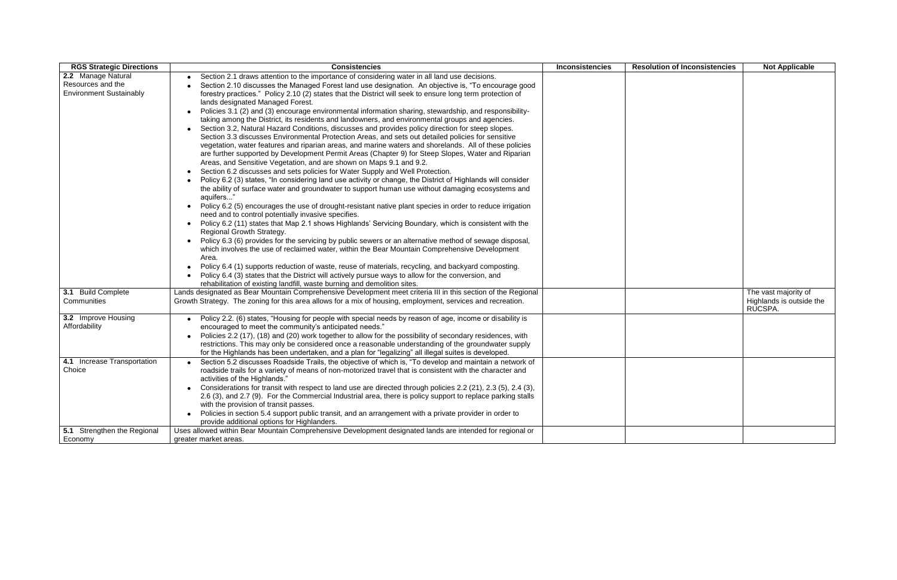| RGS Strategic Directions | Consistencies | Inconsistencies | Resolution of Inconsistencies | Not Applicable |
|---|---|---|---|---|
| **2.2** Manage Natural Resources and the Environment Sustainably | • Section 2.1 draws attention to the importance of considering water in all land use decisions.<br>• Section 2.10 discusses the Managed Forest land use designation. An objective is, "To encourage good forestry practices." Policy 2.10 (2) states that the District will seek to ensure long term protection of lands designated Managed Forest.<br>• Policies 3.1 (2) and (3) encourage environmental information sharing, stewardship, and responsibility-taking among the District, its residents and landowners, and environmental groups and agencies.<br>• Section 3.2, Natural Hazard Conditions, discusses and provides policy direction for steep slopes. Section 3.3 discusses Environmental Protection Areas, and sets out detailed policies for sensitive vegetation, water features and riparian areas, and marine waters and shorelands. All of these policies are further supported by Development Permit Areas (Chapter 9) for Steep Slopes, Water and Riparian Areas, and Sensitive Vegetation, and are shown on Maps 9.1 and 9.2.<br>• Section 6.2 discusses and sets policies for Water Supply and Well Protection.<br>• Policy 6.2 (3) states, "In considering land use activity or change, the District of Highlands will consider the ability of surface water and groundwater to support human use without damaging ecosystems and aquifers..."<br>• Policy 6.2 (5) encourages the use of drought-resistant native plant species in order to reduce irrigation need and to control potentially invasive specifies.<br>• Policy 6.2 (11) states that Map 2.1 shows Highlands' Servicing Boundary, which is consistent with the Regional Growth Strategy.<br>• Policy 6.3 (6) provides for the servicing by public sewers or an alternative method of sewage disposal, which involves the use of reclaimed water, within the Bear Mountain Comprehensive Development Area.<br>• Policy 6.4 (1) supports reduction of waste, reuse of materials, recycling, and backyard composting.<br>• Policy 6.4 (3) states that the District will actively pursue ways to allow for the conversion, and rehabilitation of existing landfill, waste burning and demolition sites. | | | |
| **3.1** Build Complete Communities | Lands designated as Bear Mountain Comprehensive Development meet criteria III in this section of the Regional Growth Strategy. The zoning for this area allows for a mix of housing, employment, services and recreation. | | | The vast majority of Highlands is outside the RUCSPA. |
| **3.2** Improve Housing Affordability | • Policy 2.2. (6) states, "Housing for people with special needs by reason of age, income or disability is encouraged to meet the community's anticipated needs."<br>• Policies 2.2 (17), (18) and (20) work together to allow for the possibility of secondary residences, with restrictions. This may only be considered once a reasonable understanding of the groundwater supply for the Highlands has been undertaken, and a plan for "legalizing" all illegal suites is developed. | | | |
| **4.1** Increase Transportation Choice | • Section 5.2 discusses Roadside Trails, the objective of which is, "To develop and maintain a network of roadside trails for a variety of means of non-motorized travel that is consistent with the character and activities of the Highlands."<br>• Considerations for transit with respect to land use are directed through policies 2.2 (21), 2.3 (5), 2.4 (3), 2.6 (3), and 2.7 (9). For the Commercial Industrial area, there is policy support to replace parking stalls with the provision of transit passes.<br>• Policies in section 5.4 support public transit, and an arrangement with a private provider in order to provide additional options for Highlanders. | | | |
| **5.1** Strengthen the Regional Economy | Uses allowed within Bear Mountain Comprehensive Development designated lands are intended for regional or greater market areas. | | | |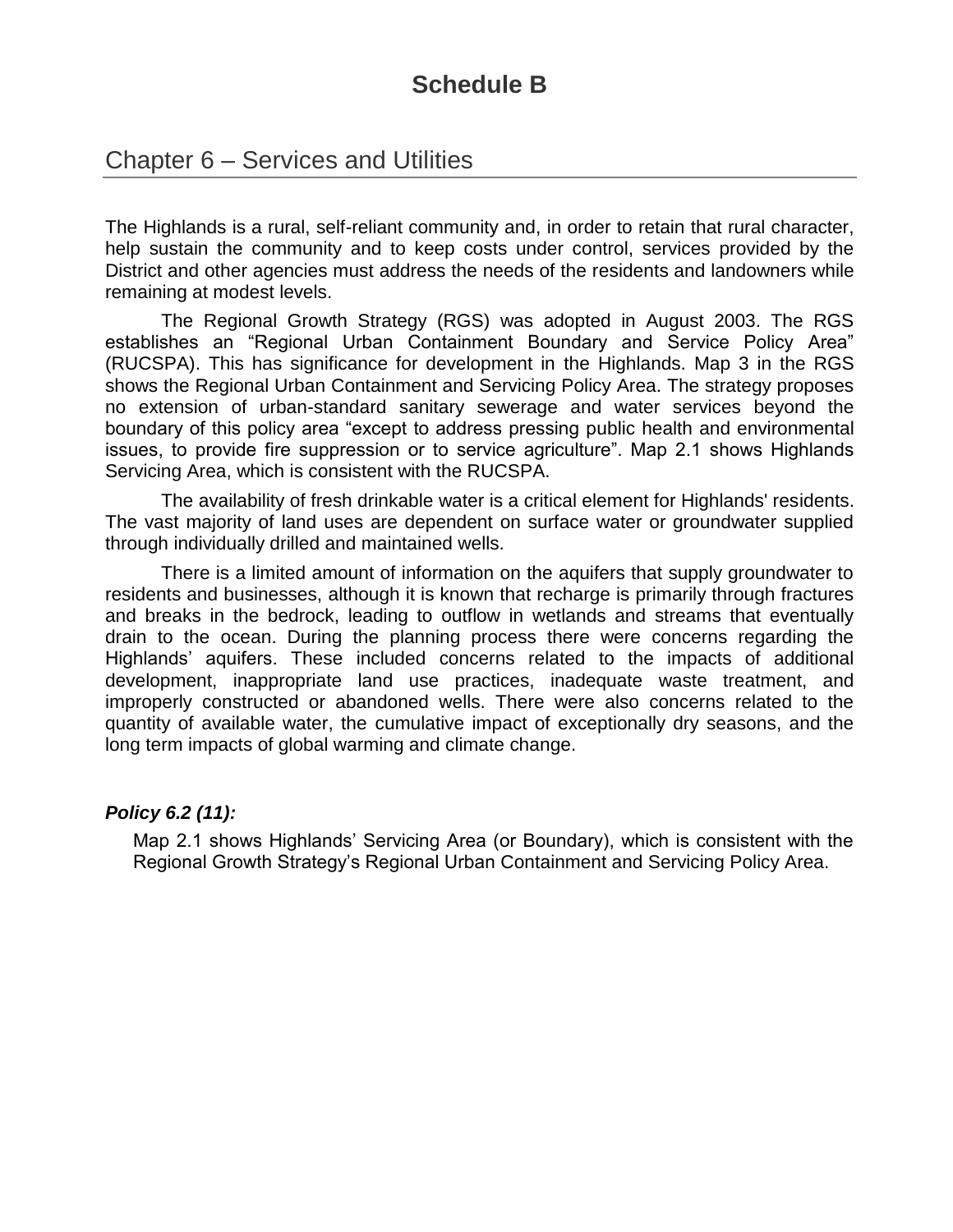# Schedule B

## Chapter 6 – Services and Utilities

The Highlands is a rural, self-reliant community and, in order to retain that rural character, help sustain the community and to keep costs under control, services provided by the District and other agencies must address the needs of the residents and landowners while remaining at modest levels.

The Regional Growth Strategy (RGS) was adopted in August 2003. The RGS establishes an "Regional Urban Containment Boundary and Service Policy Area" (RUCSPA). This has significance for development in the Highlands. Map 3 in the RGS shows the Regional Urban Containment and Servicing Policy Area. The strategy proposes no extension of urban-standard sanitary sewerage and water services beyond the boundary of this policy area "except to address pressing public health and environmental issues, to provide fire suppression or to service agriculture". Map 2.1 shows Highlands Servicing Area, which is consistent with the RUCSPA.

The availability of fresh drinkable water is a critical element for Highlands' residents. The vast majority of land uses are dependent on surface water or groundwater supplied through individually drilled and maintained wells.

There is a limited amount of information on the aquifers that supply groundwater to residents and businesses, although it is known that recharge is primarily through fractures and breaks in the bedrock, leading to outflow in wetlands and streams that eventually drain to the ocean. During the planning process there were concerns regarding the Highlands' aquifers. These included concerns related to the impacts of additional development, inappropriate land use practices, inadequate waste treatment, and improperly constructed or abandoned wells. There were also concerns related to the quantity of available water, the cumulative impact of exceptionally dry seasons, and the long term impacts of global warming and climate change.

***Policy 6.2 (11):***

Map 2.1 shows Highlands' Servicing Area (or Boundary), which is consistent with the Regional Growth Strategy's Regional Urban Containment and Servicing Policy Area.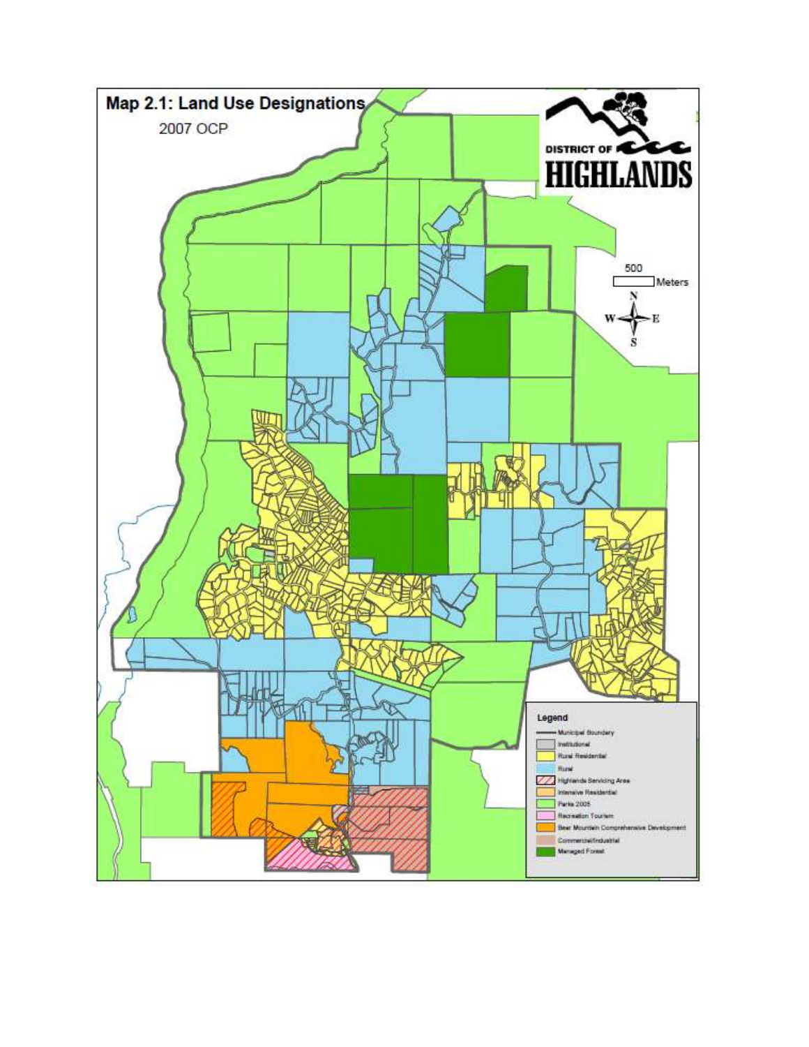## Map 2.1: Land Use Designations

2007 OCP

DISTRICT OF HIGHLANDS

500
Meters

N
W
E
S

Legend

Municipal Boundary
Institutional
Rural Residential
Rural
Highlands Servicing Area
Intensive Residential
Parks 2005
Recreation Tourism
Bear Mountain Comprehensive Development
Commercial/Industrial
Managed Forest